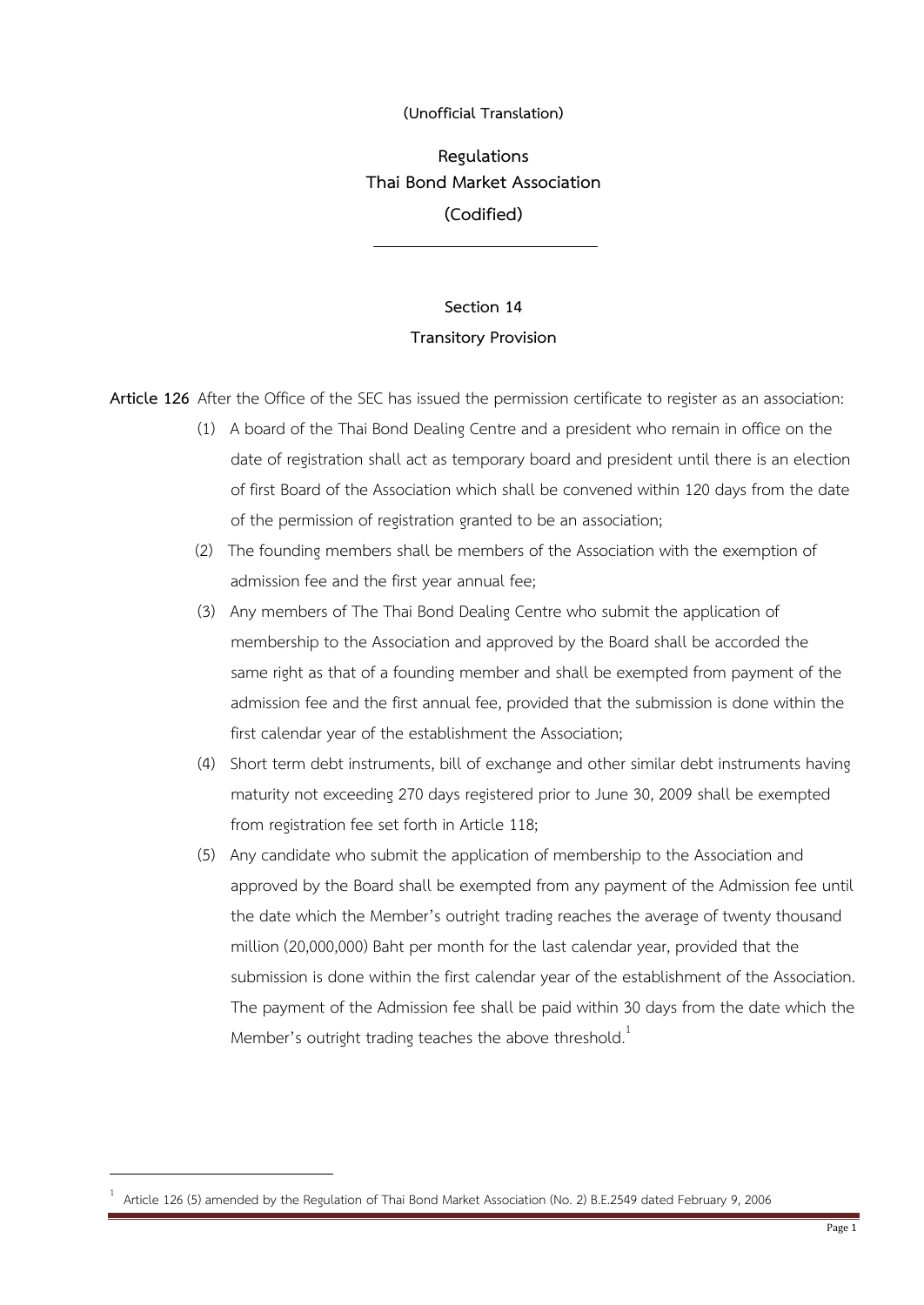**(Unofficial Translation)**

# Regulations
# Thai Bond Market Association
# (Codified)

---

## Section 14
## Transitory Provision

**Article 126** After the Office of the SEC has issued the permission certificate to register as an association:

(1) A board of the Thai Bond Dealing Centre and a president who remain in office on the date of registration shall act as temporary board and president until there is an election of first Board of the Association which shall be convened within 120 days from the date of the permission of registration granted to be an association;

(2) The founding members shall be members of the Association with the exemption of admission fee and the first year annual fee;

(3) Any members of The Thai Bond Dealing Centre who submit the application of membership to the Association and approved by the Board shall be accorded the same right as that of a founding member and shall be exempted from payment of the admission fee and the first annual fee, provided that the submission is done within the first calendar year of the establishment the Association;

(4) Short term debt instruments, bill of exchange and other similar debt instruments having maturity not exceeding 270 days registered prior to June 30, 2009 shall be exempted from registration fee set forth in Article 118;

(5) Any candidate who submit the application of membership to the Association and approved by the Board shall be exempted from any payment of the Admission fee until the date which the Member's outright trading reaches the average of twenty thousand million (20,000,000) Baht per month for the last calendar year, provided that the submission is done within the first calendar year of the establishment of the Association. The payment of the Admission fee shall be paid within 30 days from the date which the Member's outright trading teaches the above threshold.[1]

---

[1] Article 126 (5) amended by the Regulation of Thai Bond Market Association (No. 2) B.E.2549 dated February 9, 2006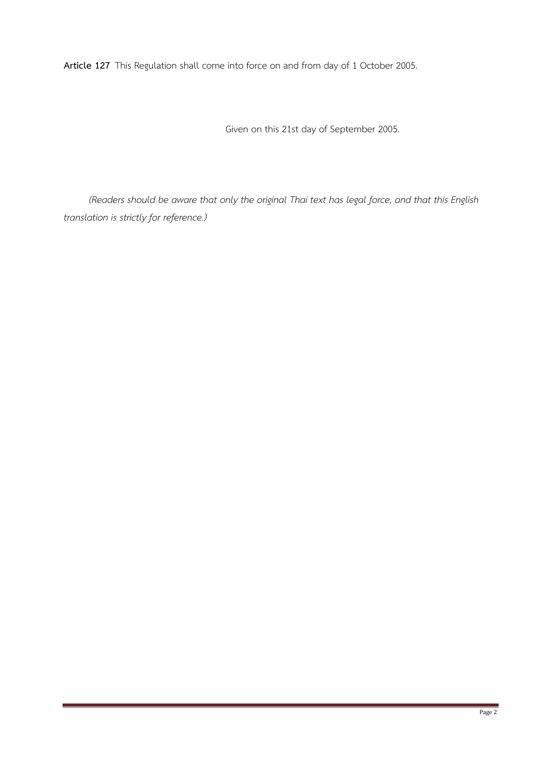**Article 127** This Regulation shall come into force on and from day of 1 October 2005.

Given on this 21st day of September 2005.

*(Readers should be aware that only the original Thai text has legal force, and that this English translation is strictly for reference.)*